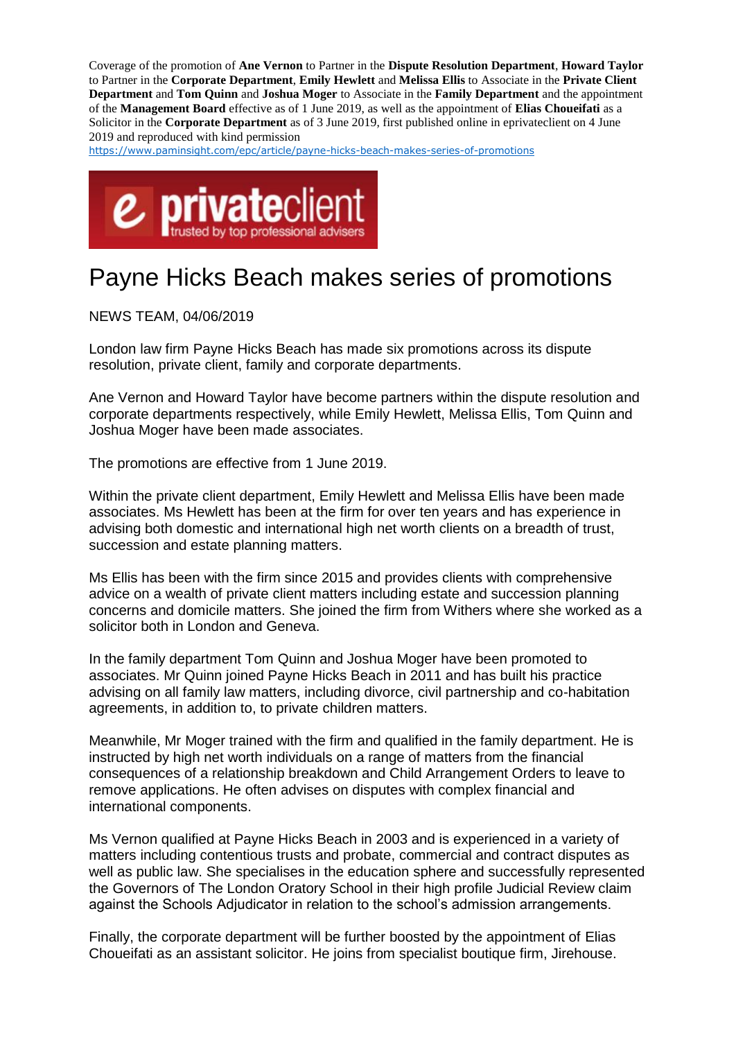Coverage of the promotion of **Ane Vernon** to Partner in the **Dispute Resolution Department**, **Howard Taylor** to Partner in the **Corporate Department**, **Emily Hewlett** and **Melissa Ellis** to Associate in the **Private Client Department** and **Tom Quinn** and **Joshua Moger** to Associate in the **Family Department** and the appointment of the **Management Board** effective as of 1 June 2019, as well as the appointment of **Elias Choueifati** as a Solicitor in the **Corporate Department** as of 3 June 2019, first published online in eprivateclient on 4 June 2019 and reproduced with kind permission

https://www.paminsight.com/epc/article/payne-hicks-beach-makes-series-of-promotions

e privateclient
trusted by top professional advisers

# Payne Hicks Beach makes series of promotions

NEWS TEAM, 04/06/2019

London law firm Payne Hicks Beach has made six promotions across its dispute resolution, private client, family and corporate departments.

Ane Vernon and Howard Taylor have become partners within the dispute resolution and corporate departments respectively, while Emily Hewlett, Melissa Ellis, Tom Quinn and Joshua Moger have been made associates.

The promotions are effective from 1 June 2019.

Within the private client department, Emily Hewlett and Melissa Ellis have been made associates. Ms Hewlett has been at the firm for over ten years and has experience in advising both domestic and international high net worth clients on a breadth of trust, succession and estate planning matters.

Ms Ellis has been with the firm since 2015 and provides clients with comprehensive advice on a wealth of private client matters including estate and succession planning concerns and domicile matters. She joined the firm from Withers where she worked as a solicitor both in London and Geneva.

In the family department Tom Quinn and Joshua Moger have been promoted to associates. Mr Quinn joined Payne Hicks Beach in 2011 and has built his practice advising on all family law matters, including divorce, civil partnership and co-habitation agreements, in addition to, to private children matters.

Meanwhile, Mr Moger trained with the firm and qualified in the family department. He is instructed by high net worth individuals on a range of matters from the financial consequences of a relationship breakdown and Child Arrangement Orders to leave to remove applications. He often advises on disputes with complex financial and international components.

Ms Vernon qualified at Payne Hicks Beach in 2003 and is experienced in a variety of matters including contentious trusts and probate, commercial and contract disputes as well as public law. She specialises in the education sphere and successfully represented the Governors of The London Oratory School in their high profile Judicial Review claim against the Schools Adjudicator in relation to the school's admission arrangements.

Finally, the corporate department will be further boosted by the appointment of Elias Choueifati as an assistant solicitor. He joins from specialist boutique firm, Jirehouse.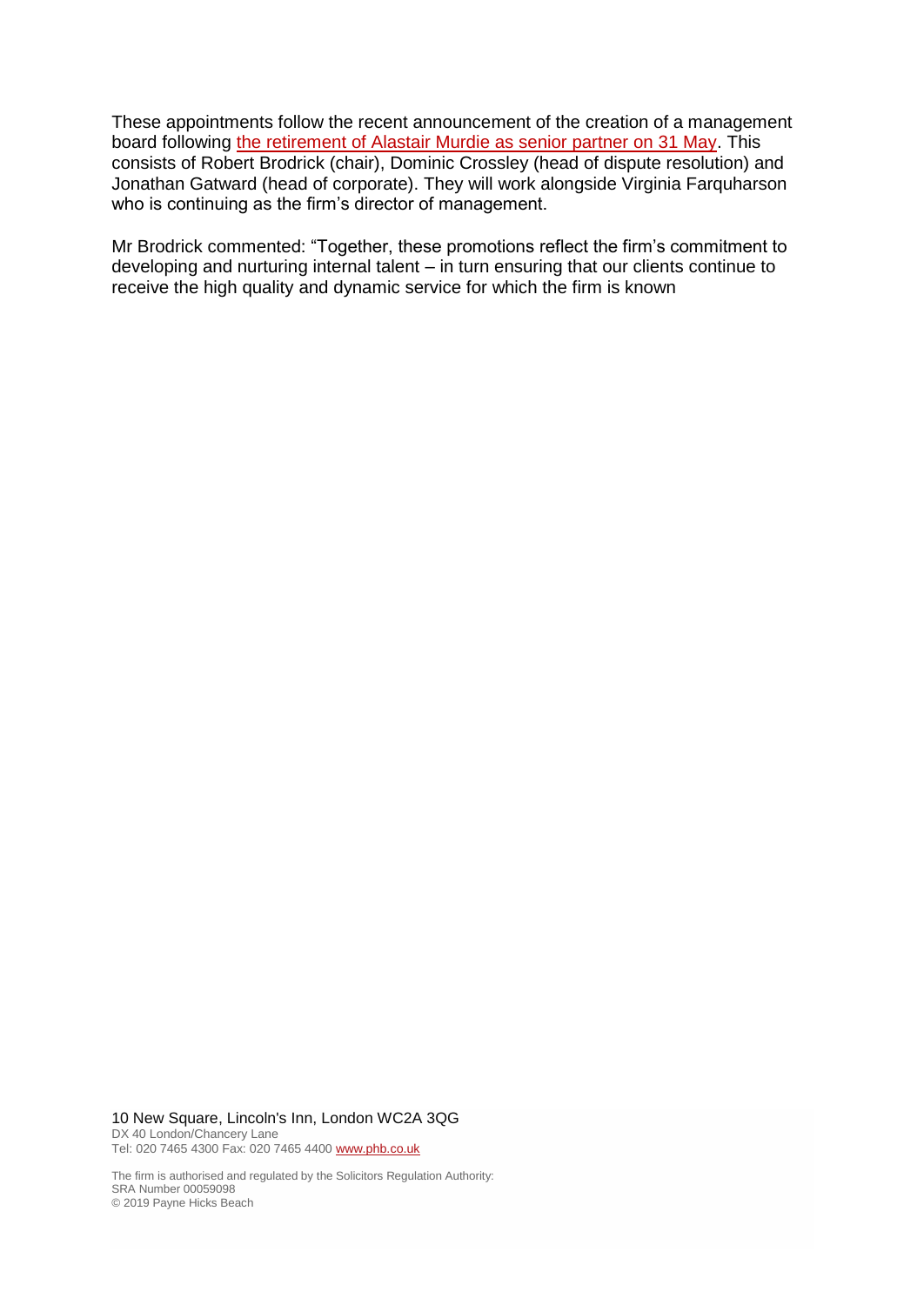These appointments follow the recent announcement of the creation of a management board following [the retirement of Alastair Murdie as senior partner on 31 May](). This consists of Robert Brodrick (chair), Dominic Crossley (head of dispute resolution) and Jonathan Gatward (head of corporate). They will work alongside Virginia Farquharson who is continuing as the firm's director of management.

Mr Brodrick commented: "Together, these promotions reflect the firm's commitment to developing and nurturing internal talent – in turn ensuring that our clients continue to receive the high quality and dynamic service for which the firm is known

10 New Square, Lincoln's Inn, London WC2A 3QG
DX 40 London/Chancery Lane
Tel: 020 7465 4300 Fax: 020 7465 4400 www.phb.co.uk

The firm is authorised and regulated by the Solicitors Regulation Authority:
SRA Number 00059098
© 2019 Payne Hicks Beach